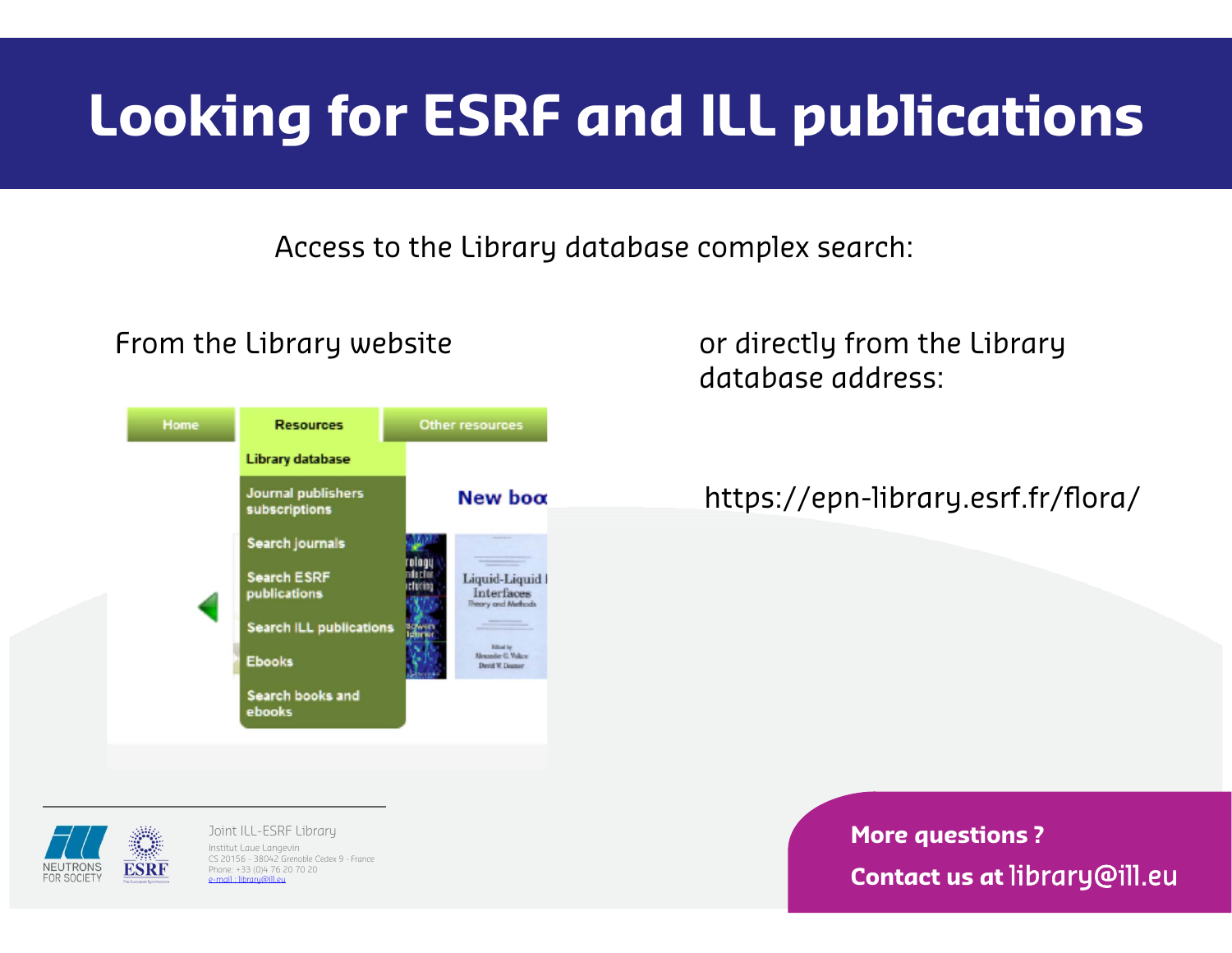# Looking for ESRF and ILL publications

Access to the Library database complex search:

From the Library website

- Home
- Resources
  - Library database
  - Journal publishers subscriptions
  - Search journals
  - Search ESRF publications
  - Search ILL publications
  - Ebooks
  - Search books and ebooks
- Other resources

or directly from the Library database address:

https://epn-library.esrf.fr/flora/

Joint ILL-ESRF Library
Institut Laue Langevin
CS 20156 - 38042 Grenoble Cedex 9 - France
Phone: +33 (0)4 76 20 70 20
e-mail : library@ill.eu

**More questions ?**

**Contact us at** library@ill.eu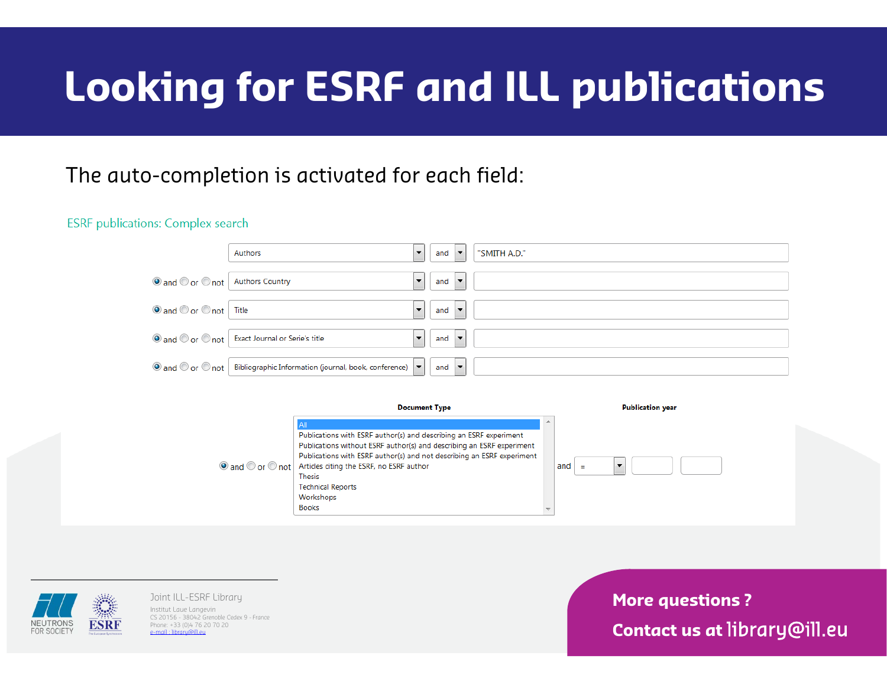# Looking for ESRF and ILL publications

The auto-completion is activated for each field:

ESRF publications: Complex search

| | Field | Operator | Value |
|---|---|---|---|
| | Authors | and | "SMITH A.D." |
| and / or / not | Authors Country | and | |
| and / or / not | Title | and | |
| and / or / not | Exact Journal or Serie's title | and | |
| and / or / not | Bibliographic Information (journal, book, conference) | and | |

**Document Type**

and / or / not

- All
- Publications with ESRF author(s) and describing an ESRF experiment
- Publications without ESRF author(s) and describing an ESRF experiment
- Publications with ESRF author(s) and not describing an ESRF experiment
- Articles citing the ESRF, no ESRF author
- Thesis
- Technical Reports
- Workshops
- Books

**Publication year**

and =

Joint ILL-ESRF Library

Institut Laue Langevin
CS 20156 - 38042 Grenoble Cedex 9 - France
Phone: +33 (0)4 76 20 70 20
e-mail : library@ill.eu

**More questions ?**

**Contact us at** library@ill.eu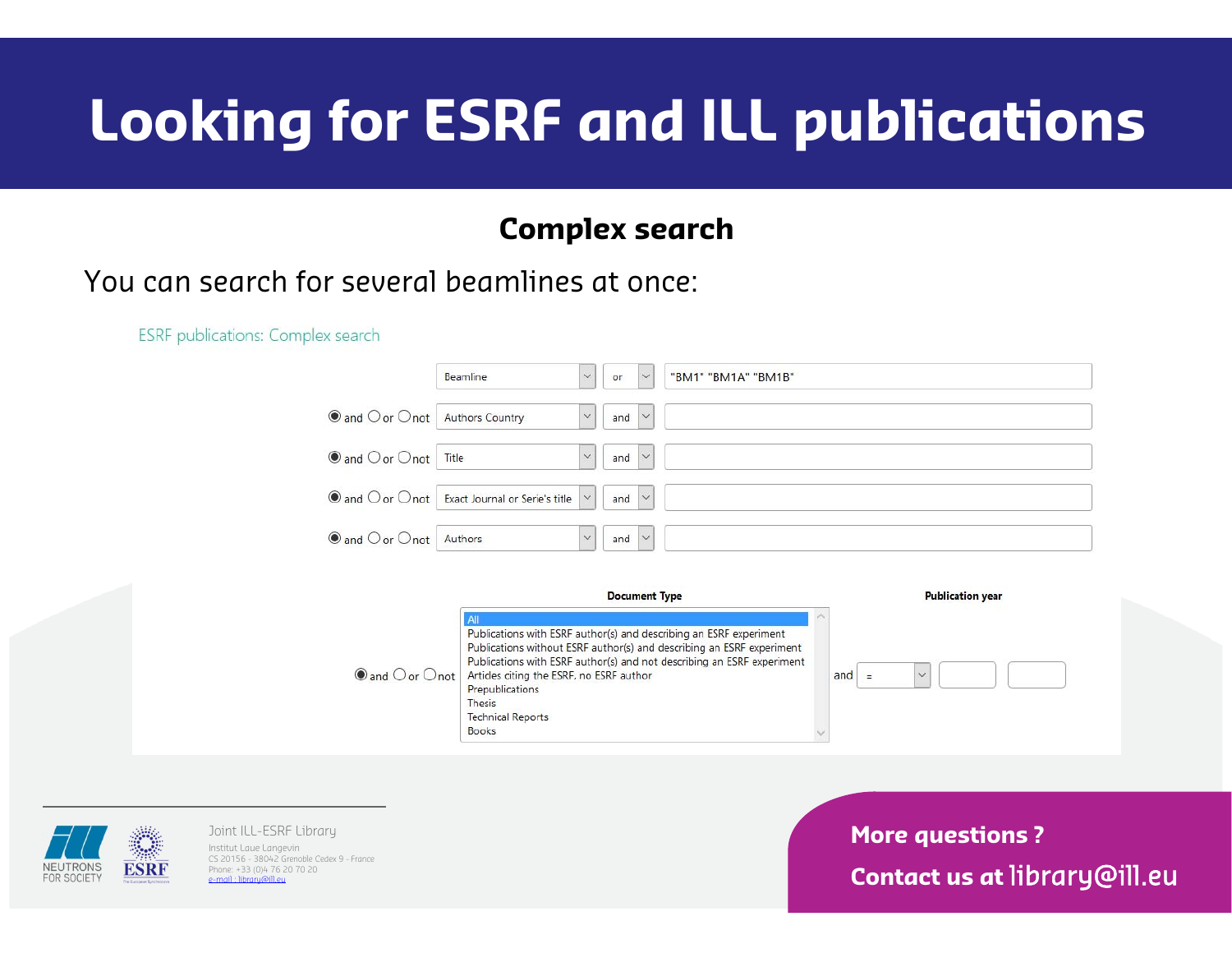# Looking for ESRF and ILL publications

## Complex search

You can search for several beamlines at once:

ESRF publications: Complex search

| | Field | Operator | Value |
|---|---|---|---|
| | Beamline | or | "BM1" "BM1A" "BM1B" |
| ◉ and ○ or ○ not | Authors Country | and | |
| ◉ and ○ or ○ not | Title | and | |
| ◉ and ○ or ○ not | Exact Journal or Serie's title | and | |
| ◉ and ○ or ○ not | Authors | and | |

◉ and ○ or ○ not

**Document Type**

- All
- Publications with ESRF author(s) and describing an ESRF experiment
- Publications without ESRF author(s) and describing an ESRF experiment
- Publications with ESRF author(s) and not describing an ESRF experiment
- Articles citing the ESRF, no ESRF author
- Prepublications
- Thesis
- Technical Reports
- Books

**Publication year**

and =

Joint ILL-ESRF Library
Institut Laue Langevin
CS 20156 - 38042 Grenoble Cedex 9 - France
Phone: +33 (0)4 76 20 70 20
e-mail : library@ill.eu

**More questions ?**

**Contact us at** library@ill.eu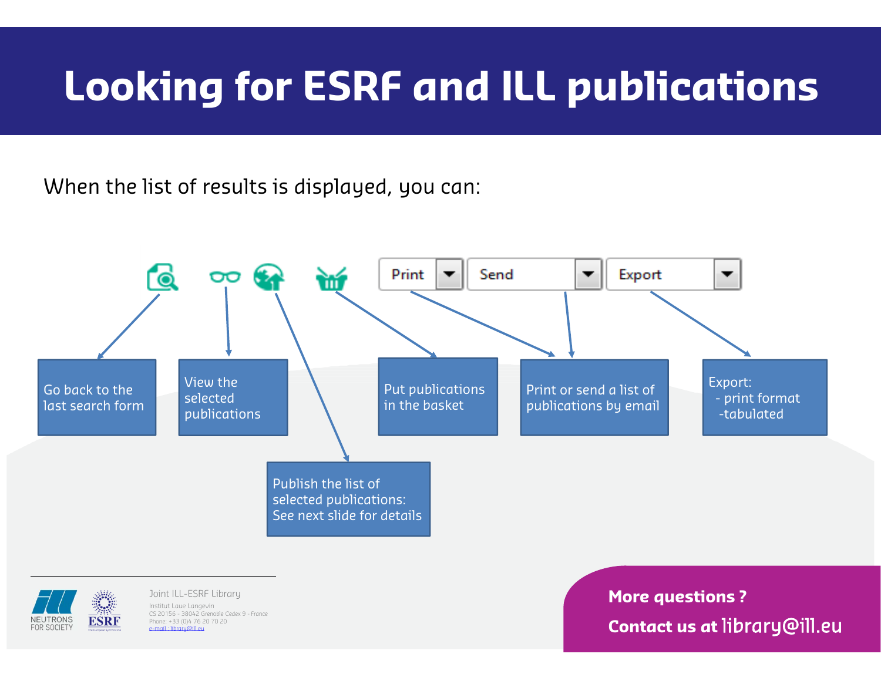# Looking for ESRF and ILL publications

When the list of results is displayed, you can:

Print | Send | Export

- Go back to the last search form
- View the selected publications
- Publish the list of selected publications: See next slide for details
- Put publications in the basket
- Print or send a list of publications by email
- Export:
  - print format
  - tabulated

Joint ILL-ESRF Library
Institut Laue Langevin
CS 20156 - 38042 Grenoble Cedex 9 - France
Phone: +33 (0)4 76 20 70 20
e-mail : library@ill.eu

**More questions ?**

**Contact us at** library@ill.eu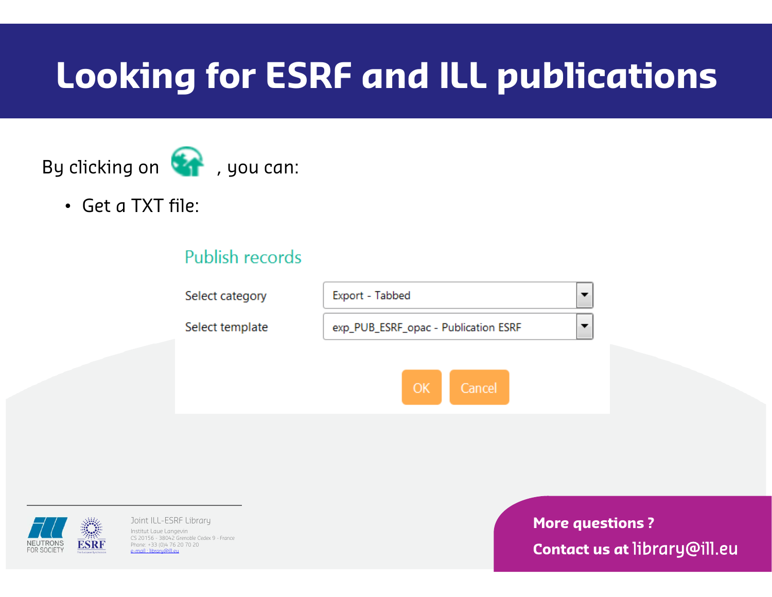# Looking for ESRF and ILL publications

By clicking on , you can:

- Get a TXT file:

Publish records

Select category: Export - Tabbed

Select template: exp_PUB_ESRF_opac - Publication ESRF

OK Cancel

Joint ILL-ESRF Library
Institut Laue Langevin
CS 20156 - 38042 Grenoble Cedex 9 - France
Phone: +33 (0)4 76 20 70 20
e-mail : library@ill.eu

**More questions ?**

**Contact us at** library@ill.eu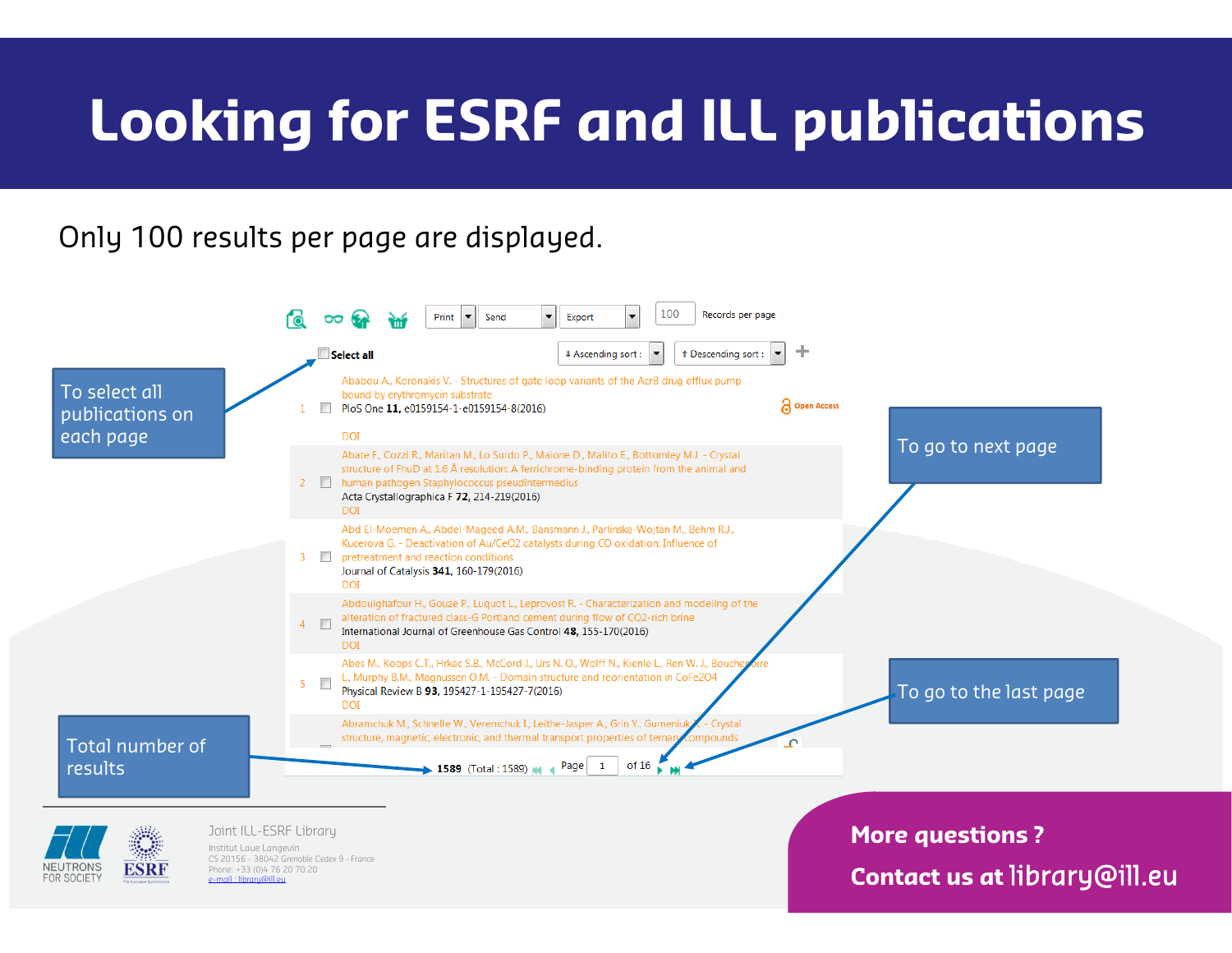# Looking for ESRF and ILL publications

Only 100 results per page are displayed.

Print | Send | Export | 100 Records per page

Select all

Ascending sort : | Descending sort :

1. Ababou A., Koronakis V. - Structures of gate loop variants of the AcrB drug efflux pump bound by erythromycin substrate
   PloS One **11**, e0159154-1-e0159154-8(2016)
   DOI
   Open Access

2. Abate F., Cozzi R., Maritan M., Lo Surdo P., Maione D., Malito E., Bottomley M.J. - Crystal structure of FhuD at 1.6 Å resolution: A ferrichrome-binding protein from the animal and human pathogen Staphylococcus pseudintermedius
   Acta Crystallographica F **72**, 214-219(2016)
   DOI

3. Abd El-Moemen A., Abdel-Mageed A.M., Bansmann J., Parlinska-Wojtan M., Behm R.J., Kucerova G. - Deactivation of Au/CeO2 catalysts during CO oxidation: Influence of pretreatment and reaction conditions
   Journal of Catalysis **341**, 160-179(2016)
   DOI

4. Abdoulghafour H., Gouze P., Luquot L., Leprovost R. - Characterization and modeling of the alteration of fractured class-G Portland cement during flow of CO2-rich brine
   International Journal of Greenhouse Gas Control **48**, 155-170(2016)
   DOI

5. Abes M., Koops C.T., Hrkac S.B., McCord J., Urs N. O., Wolff N., Kienle L., Ren W. J., Bouchenoire L., Murphy B.M., Magnussen O.M. - Domain structure and reorientation in CoFe2O4
   Physical Review B **93**, 195427-1-195427-7(2016)
   DOI

6. Abramchuk M., Schnelle W., Veremchuk I., Leithe-Jasper A., Grin Y., Gumeniuk R. - Crystal structure, magnetic, electronic, and thermal transport properties of ternary compounds

**1589** (Total : 1589) Page 1 of 16

- To select all publications on each page
- To go to next page
- To go to the last page
- Total number of results

NEUTRONS FOR SOCIETY · ESRF

Joint ILL-ESRF Library
Institut Laue Langevin
CS 20156 - 38042 Grenoble Cedex 9 - France
Phone: +33 (0)4 76 20 70 20
e-mail : library@ill.eu

**More questions ?**

**Contact us at** library@ill.eu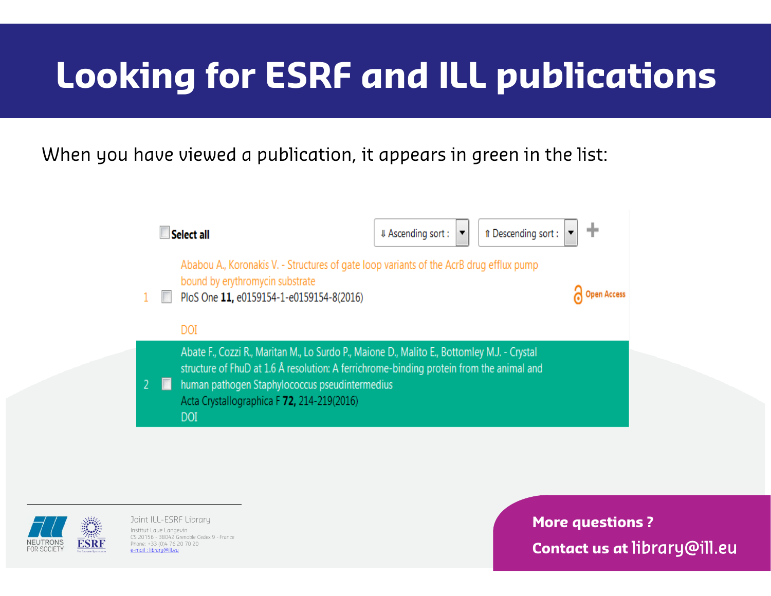# Looking for ESRF and ILL publications

When you have viewed a publication, it appears in green in the list:

Select all

⇓ Ascending sort : ⇑ Descending sort :

1. Ababou A., Koronakis V. - Structures of gate loop variants of the AcrB drug efflux pump bound by erythromycin substrate
   PloS One **11,** e0159154-1-e0159154-8(2016)
   Open Access
   DOI

2. Abate F., Cozzi R., Maritan M., Lo Surdo P., Maione D., Malito E., Bottomley M.J. - Crystal structure of FhuD at 1.6 Å resolution: A ferrichrome-binding protein from the animal and human pathogen Staphylococcus pseudintermedius
   Acta Crystallographica F **72,** 214-219(2016)
   DOI

Joint ILL-ESRF Library
Institut Laue Langevin
CS 20156 - 38042 Grenoble Cedex 9 - France
Phone: +33 (0)4 76 20 70 20
e-mail : library@ill.eu

**More questions ?**
**Contact us at** library@ill.eu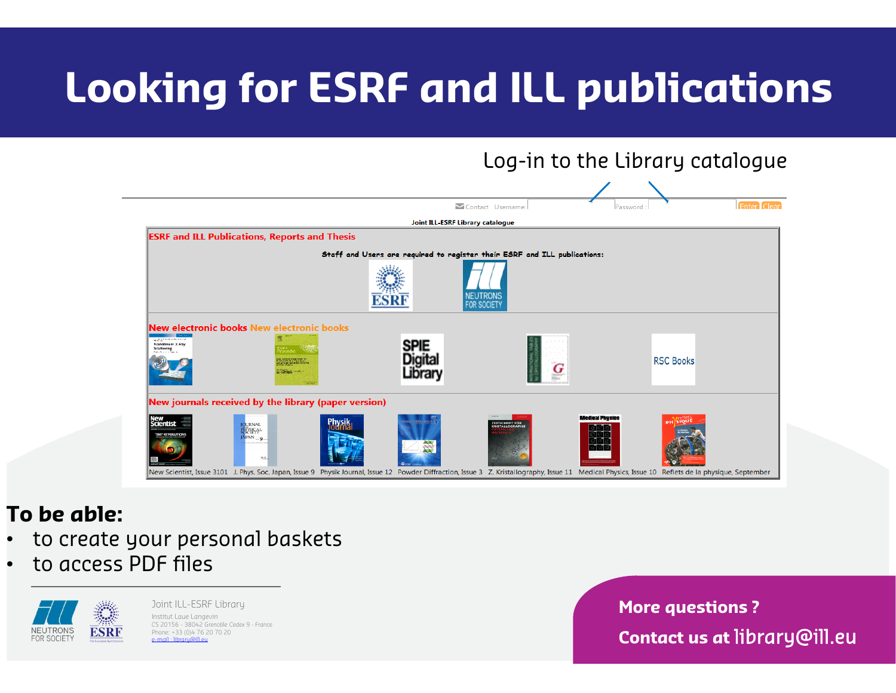# Looking for ESRF and ILL publications

Log-in to the Library catalogue

Contact Username: Password: Enter Clear

Joint ILL-ESRF Library catalogue

ESRF and ILL Publications, Reports and Thesis

Staff and Users are required to register their ESRF and ILL publications:

New electronic books New electronic books

New journals received by the library (paper version)

New Scientist, Issue 3101 | J. Phys. Soc. Japan, Issue 9 | Physik Journal, Issue 12 | Powder Diffraction, Issue 3 | Z. Kristallography, Issue 11 | Medical Physics, Issue 10 | Reflets de la physique, September

**To be able:**

- to create your personal baskets
- to access PDF files

Joint ILL-ESRF Library
Institut Laue Langevin
CS 20156 - 38042 Grenoble Cedex 9 - France
Phone: +33 (0)4 76 20 70 20
e-mail : library@ill.eu

**More questions ?**

**Contact us at** library@ill.eu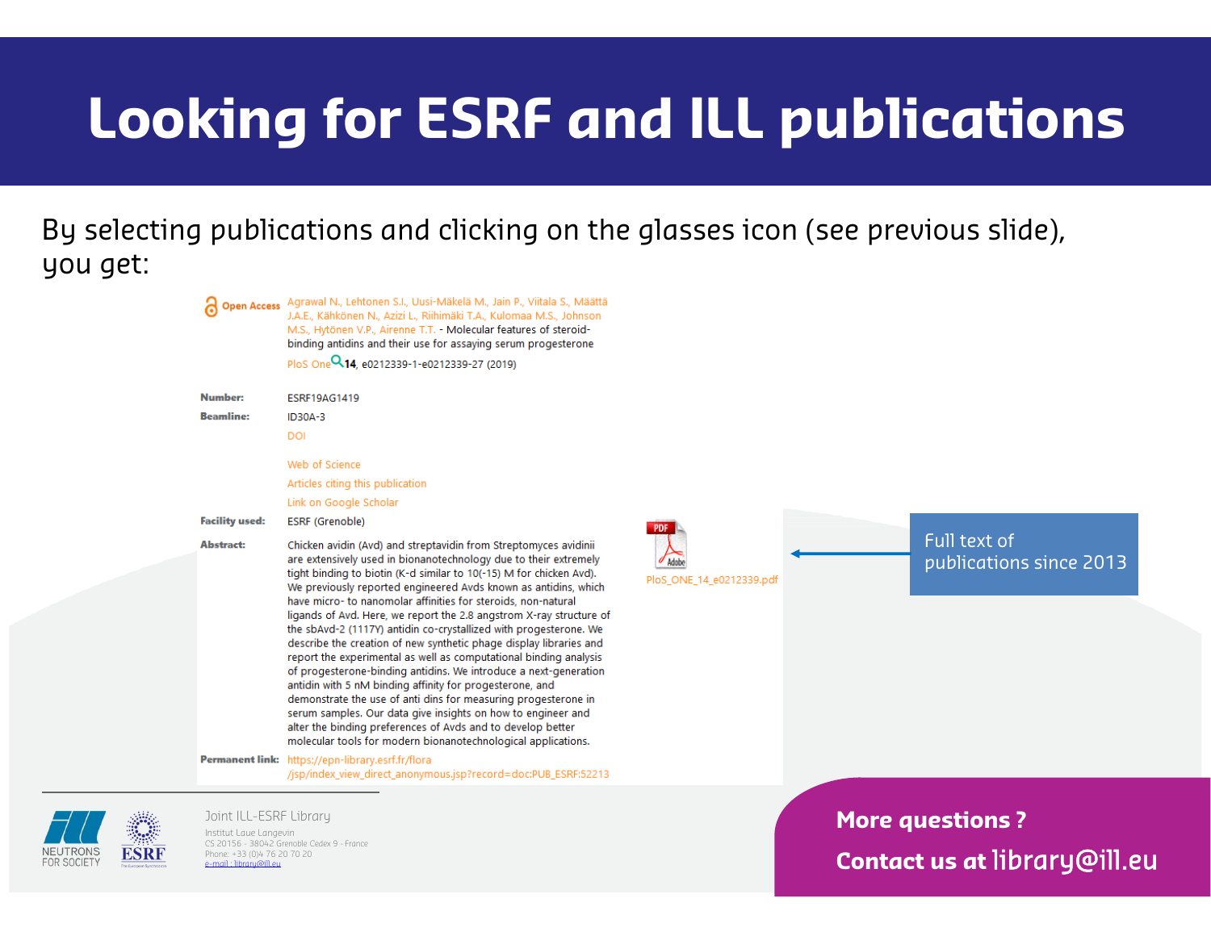# Looking for ESRF and ILL publications

By selecting publications and clicking on the glasses icon (see previous slide), you get:

Open Access Agrawal N., Lehtonen S.I., Uusi-Mäkelä M., Jain P., Viitala S., Määttä J.A.E., Kähkönen N., Azizi L., Riihimäki T.A., Kulomaa M.S., Johnson M.S., Hytönen V.P., Airenne T.T. - Molecular features of steroid-binding antidins and their use for assaying serum progesterone

PloS One **14**, e0212339-1-e0212339-27 (2019)

**Number:** ESRF19AG1419

**Beamline:** ID30A-3

DOI

Web of Science

Articles citing this publication

Link on Google Scholar

**Facility used:** ESRF (Grenoble)

**Abstract:** Chicken avidin (Avd) and streptavidin from Streptomyces avidinii are extensively used in bionanotechnology due to their extremely tight binding to biotin (K-d similar to 10(-15) M for chicken Avd). We previously reported engineered Avds known as antidins, which have micro- to nanomolar affinities for steroids, non-natural ligands of Avd. Here, we report the 2.8 angstrom X-ray structure of the sbAvd-2 (I117Y) antidin co-crystallized with progesterone. We describe the creation of new synthetic phage display libraries and report the experimental as well as computational binding analysis of progesterone-binding antidins. We introduce a next-generation antidin with 5 nM binding affinity for progesterone, and demonstrate the use of anti dins for measuring progesterone in serum samples. Our data give insights on how to engineer and alter the binding preferences of Avds and to develop better molecular tools for modern bionanotechnological applications.

**Permanent link:** https://epn-library.esrf.fr/flora/jsp/index_view_direct_anonymous.jsp?record=doc:PUB_ESRF:52213

PloS_ONE_14_e0212339.pdf

Full text of publications since 2013

Joint ILL-ESRF Library

Institut Laue Langevin
CS 20156 - 38042 Grenoble Cedex 9 - France
Phone: +33 (0)4 76 20 70 20
e-mail : library@ill.eu

NEUTRONS FOR SOCIETY

ESRF

**More questions ?**

**Contact us at** library@ill.eu